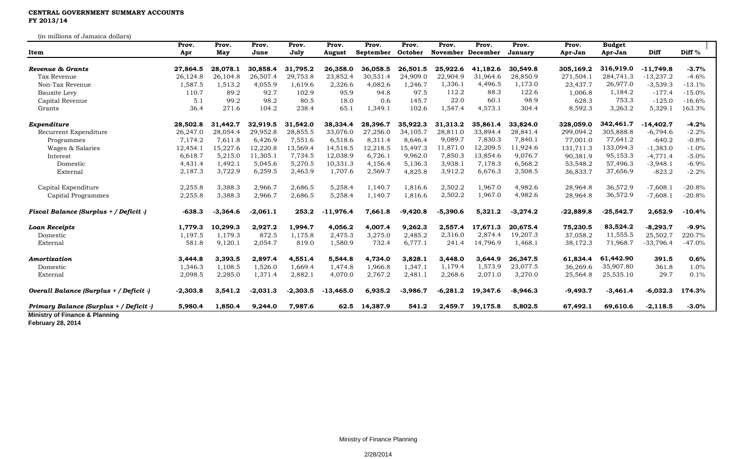**CENTRAL GOVERNMENT SUMMARY ACCOUNTS**
**FY 2013/14**

(in millions of Jamaica dollars)

| Item | Prov. Apr | Prov. May | Prov. June | Prov. July | Prov. August | Prov. September | Prov. October | Prov. November | Prov. December | Prov. January | Prov. Apr-Jan | Budget Apr-Jan | Diff | Diff % |
|---|---|---|---|---|---|---|---|---|---|---|---|---|---|---|
| ***Revenue & Grants*** | **27,864.5** | **28,078.1** | **30,858.4** | **31,795.2** | **26,358.0** | **36,058.5** | **26,501.5** | **25,922.6** | **41,182.6** | **30,549.8** | **305,169.2** | **316,919.0** | **-11,749.8** | **-3.7%** |
| Tax Revenue | 26,124.8 | 26,104.8 | 26,507.4 | 29,753.8 | 23,852.4 | 30,531.4 | 24,909.0 | 22,904.9 | 31,964.6 | 28,850.9 | 271,504.1 | 284,741.3 | -13,237.2 | -4.6% |
| Non-Tax Revenue | 1,587.5 | 1,513.2 | 4,055.9 | 1,619.6 | 2,326.6 | 4,082.6 | 1,246.7 | 1,336.1 | 4,496.5 | 1,173.0 | 23,437.7 | 26,977.0 | -3,539.3 | -13.1% |
| Bauxite Levy | 110.7 | 89.2 | 92.7 | 102.9 | 95.9 | 94.8 | 97.5 | 112.2 | 88.3 | 122.6 | 1,006.8 | 1,184.2 | -177.4 | -15.0% |
| Capital Revenue | 5.1 | 99.2 | 98.2 | 80.5 | 18.0 | 0.6 | 145.7 | 22.0 | 60.1 | 98.9 | 628.3 | 753.3 | -125.0 | -16.6% |
| Grants | 36.4 | 271.6 | 104.2 | 238.4 | 65.1 | 1,349.1 | 102.6 | 1,547.4 | 4,573.1 | 304.4 | 8,592.3 | 3,263.2 | 5,329.1 | 163.3% |
| ***Expenditure*** | **28,502.8** | **31,442.7** | **32,919.5** | **31,542.0** | **38,334.4** | **28,396.7** | **35,922.3** | **31,313.2** | **35,861.4** | **33,824.0** | **328,059.0** | **342,461.7** | **-14,402.7** | **-4.2%** |
| Recurrent Expenditure | 26,247.0 | 28,054.4 | 29,952.8 | 28,855.5 | 33,076.0 | 27,256.0 | 34,105.7 | 28,811.0 | 33,894.4 | 28,841.4 | 299,094.2 | 305,888.8 | -6,794.6 | -2.2% |
| Programmes | 7,174.2 | 7,611.8 | 6,426.9 | 7,551.6 | 6,518.6 | 8,311.4 | 8,646.4 | 9,089.7 | 7,830.3 | 7,840.1 | 77,001.0 | 77,641.2 | -640.2 | -0.8% |
| Wages & Salaries | 12,454.1 | 15,227.6 | 12,220.8 | 13,569.4 | 14,518.5 | 12,218.5 | 15,497.3 | 11,871.0 | 12,209.5 | 11,924.6 | 131,711.3 | 133,094.3 | -1,383.0 | -1.0% |
| Interest | 6,618.7 | 5,215.0 | 11,305.1 | 7,734.5 | 12,038.9 | 6,726.1 | 9,962.0 | 7,850.3 | 13,854.6 | 9,076.7 | 90,381.9 | 95,153.3 | -4,771.4 | -5.0% |
| Domestic | 4,431.4 | 1,492.1 | 5,045.6 | 5,270.5 | 10,331.3 | 4,156.4 | 5,136.3 | 3,938.1 | 7,178.3 | 6,568.2 | 53,548.2 | 57,496.3 | -3,948.1 | -6.9% |
| External | 2,187.3 | 3,722.9 | 6,259.5 | 2,463.9 | 1,707.6 | 2,569.7 | 4,825.8 | 3,912.2 | 6,676.3 | 2,508.5 | 36,833.7 | 37,656.9 | -823.2 | -2.2% |
| Capital Expenditure | 2,255.8 | 3,388.3 | 2,966.7 | 2,686.5 | 5,258.4 | 1,140.7 | 1,816.6 | 2,502.2 | 1,967.0 | 4,982.6 | 28,964.8 | 36,572.9 | -7,608.1 | -20.8% |
| Capital Programmes | 2,255.8 | 3,388.3 | 2,966.7 | 2,686.5 | 5,258.4 | 1,140.7 | 1,816.6 | 2,502.2 | 1,967.0 | 4,982.6 | 28,964.8 | 36,572.9 | -7,608.1 | -20.8% |
| ***Fiscal Balance (Surplus + / Deficit -)*** | **-638.3** | **-3,364.6** | **-2,061.1** | **253.2** | **-11,976.4** | **7,661.8** | **-9,420.8** | **-5,390.6** | **5,321.2** | **-3,274.2** | **-22,889.8** | **-25,542.7** | **2,652.9** | **-10.4%** |
| ***Loan Receipts*** | **1,779.3** | **10,299.3** | **2,927.2** | **1,994.7** | **4,056.2** | **4,007.4** | **9,262.3** | **2,557.4** | **17,671.3** | **20,675.4** | **75,230.5** | **83,524.2** | **-8,293.7** | **-9.9%** |
| Domestic | 1,197.5 | 1,179.3 | 872.5 | 1,175.8 | 2,475.3 | 3,275.0 | 2,485.2 | 2,316.0 | 2,874.4 | 19,207.3 | 37,058.2 | 11,555.5 | 25,502.7 | 220.7% |
| External | 581.8 | 9,120.1 | 2,054.7 | 819.0 | 1,580.9 | 732.4 | 6,777.1 | 241.4 | 14,796.9 | 1,468.1 | 38,172.3 | 71,968.7 | -33,796.4 | -47.0% |
| ***Amortization*** | **3,444.8** | **3,393.5** | **2,897.4** | **4,551.4** | **5,544.8** | **4,734.0** | **3,828.1** | **3,448.0** | **3,644.9** | **26,347.5** | **61,834.4** | **61,442.90** | **391.5** | **0.6%** |
| Domestic | 1,346.3 | 1,108.5 | 1,526.0 | 1,669.4 | 1,474.8 | 1,966.8 | 1,347.1 | 1,179.4 | 1,573.9 | 23,077.5 | 36,269.6 | 35,907.80 | 361.8 | 1.0% |
| External | 2,098.5 | 2,285.0 | 1,371.4 | 2,882.1 | 4,070.0 | 2,767.2 | 2,481.1 | 2,268.6 | 2,071.0 | 3,270.0 | 25,564.8 | 25,535.10 | 29.7 | 0.1% |
| ***Overall Balance (Surplus + / Deficit -)*** | **-2,303.8** | **3,541.2** | **-2,031.3** | **-2,303.5** | **-13,465.0** | **6,935.2** | **-3,986.7** | **-6,281.2** | **19,347.6** | **-8,946.3** | **-9,493.7** | **-3,461.4** | **-6,032.3** | **174.3%** |
| ***Primary Balance (Surplus + / Deficit -)*** | **5,980.4** | **1,850.4** | **9,244.0** | **7,987.6** | **62.5** | **14,387.9** | **541.2** | **2,459.7** | **19,175.8** | **5,802.5** | **67,492.1** | **69,610.6** | **-2,118.5** | **-3.0%** |

**Ministry of Finance & Planning**
**February 28, 2014**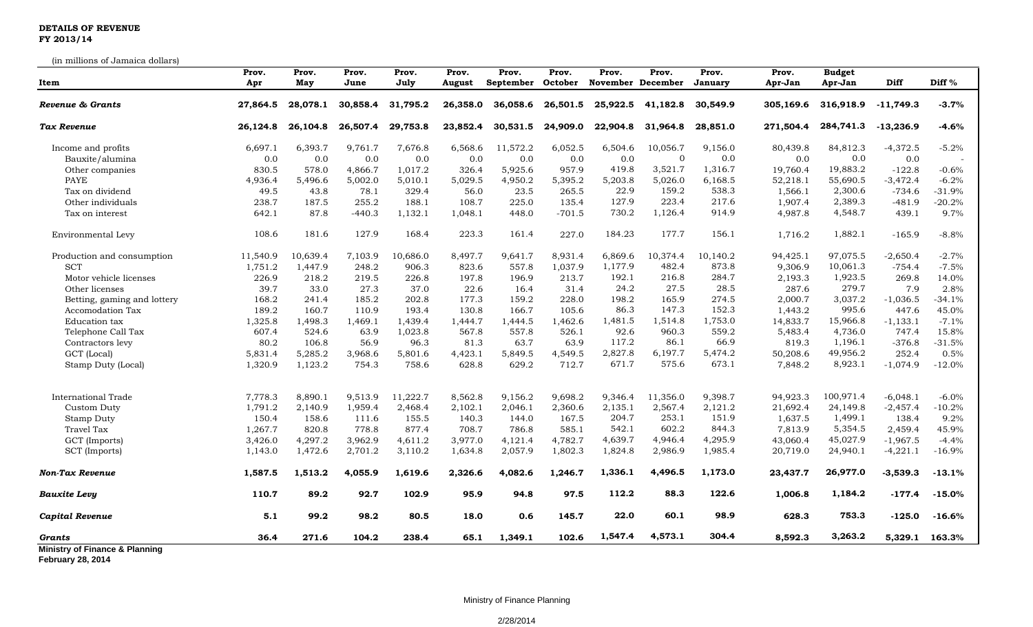**DETAILS OF REVENUE**
**FY 2013/14**

(in millions of Jamaica dollars)

| Item | Prov. Apr | Prov. May | Prov. June | Prov. July | Prov. August | Prov. September | Prov. October | Prov. November | Prov. December | Prov. January | Prov. Apr-Jan | Budget Apr-Jan | Diff | Diff % |
|---|---|---|---|---|---|---|---|---|---|---|---|---|---|---|
| ***Revenue & Grants*** | **27,864.5** | **28,078.1** | **30,858.4** | **31,795.2** | **26,358.0** | **36,058.6** | **26,501.5** | **25,922.5** | **41,182.8** | **30,549.9** | **305,169.6** | **316,918.9** | **-11,749.3** | **-3.7%** |
| ***Tax Revenue*** | **26,124.8** | **26,104.8** | **26,507.4** | **29,753.8** | **23,852.4** | **30,531.5** | **24,909.0** | **22,904.8** | **31,964.8** | **28,851.0** | **271,504.4** | **284,741.3** | **-13,236.9** | **-4.6%** |
| Income and profits | 6,697.1 | 6,393.7 | 9,761.7 | 7,676.8 | 6,568.6 | 11,572.2 | 6,052.5 | 6,504.6 | 10,056.7 | 9,156.0 | 80,439.8 | 84,812.3 | -4,372.5 | -5.2% |
| Bauxite/alumina | 0.0 | 0.0 | 0.0 | 0.0 | 0.0 | 0.0 | 0.0 | 0.0 | 0 | 0.0 | 0.0 | 0.0 | 0.0 | - |
| Other companies | 830.5 | 578.0 | 4,866.7 | 1,017.2 | 326.4 | 5,925.6 | 957.9 | 419.8 | 3,521.7 | 1,316.7 | 19,760.4 | 19,883.2 | -122.8 | -0.6% |
| PAYE | 4,936.4 | 5,496.6 | 5,002.0 | 5,010.1 | 5,029.5 | 4,950.2 | 5,395.2 | 5,203.8 | 5,026.0 | 6,168.5 | 52,218.1 | 55,690.5 | -3,472.4 | -6.2% |
| Tax on dividend | 49.5 | 43.8 | 78.1 | 329.4 | 56.0 | 23.5 | 265.5 | 22.9 | 159.2 | 538.3 | 1,566.1 | 2,300.6 | -734.6 | -31.9% |
| Other individuals | 238.7 | 187.5 | 255.2 | 188.1 | 108.7 | 225.0 | 135.4 | 127.9 | 223.4 | 217.6 | 1,907.4 | 2,389.3 | -481.9 | -20.2% |
| Tax on interest | 642.1 | 87.8 | -440.3 | 1,132.1 | 1,048.1 | 448.0 | -701.5 | 730.2 | 1,126.4 | 914.9 | 4,987.8 | 4,548.7 | 439.1 | 9.7% |
| Environmental Levy | 108.6 | 181.6 | 127.9 | 168.4 | 223.3 | 161.4 | 227.0 | 184.23 | 177.7 | 156.1 | 1,716.2 | 1,882.1 | -165.9 | -8.8% |
| Production and consumption | 11,540.9 | 10,639.4 | 7,103.9 | 10,686.0 | 8,497.7 | 9,641.7 | 8,931.4 | 6,869.6 | 10,374.4 | 10,140.2 | 94,425.1 | 97,075.5 | -2,650.4 | -2.7% |
| SCT | 1,751.2 | 1,447.9 | 248.2 | 906.3 | 823.6 | 557.8 | 1,037.9 | 1,177.9 | 482.4 | 873.8 | 9,306.9 | 10,061.3 | -754.4 | -7.5% |
| Motor vehicle licenses | 226.9 | 218.2 | 219.5 | 226.8 | 197.8 | 196.9 | 213.7 | 192.1 | 216.8 | 284.7 | 2,193.3 | 1,923.5 | 269.8 | 14.0% |
| Other licenses | 39.7 | 33.0 | 27.3 | 37.0 | 22.6 | 16.4 | 31.4 | 24.2 | 27.5 | 28.5 | 287.6 | 279.7 | 7.9 | 2.8% |
| Betting, gaming and lottery | 168.2 | 241.4 | 185.2 | 202.8 | 177.3 | 159.2 | 228.0 | 198.2 | 165.9 | 274.5 | 2,000.7 | 3,037.2 | -1,036.5 | -34.1% |
| Accomodation Tax | 189.2 | 160.7 | 110.9 | 193.4 | 130.8 | 166.7 | 105.6 | 86.3 | 147.3 | 152.3 | 1,443.2 | 995.6 | 447.6 | 45.0% |
| Education tax | 1,325.8 | 1,498.3 | 1,469.1 | 1,439.4 | 1,444.7 | 1,444.5 | 1,462.6 | 1,481.5 | 1,514.8 | 1,753.0 | 14,833.7 | 15,966.8 | -1,133.1 | -7.1% |
| Telephone Call Tax | 607.4 | 524.6 | 63.9 | 1,023.8 | 567.8 | 557.8 | 526.1 | 92.6 | 960.3 | 559.2 | 5,483.4 | 4,736.0 | 747.4 | 15.8% |
| Contractors levy | 80.2 | 106.8 | 56.9 | 96.3 | 81.3 | 63.7 | 63.9 | 117.2 | 86.1 | 66.9 | 819.3 | 1,196.1 | -376.8 | -31.5% |
| GCT (Local) | 5,831.4 | 5,285.2 | 3,968.6 | 5,801.6 | 4,423.1 | 5,849.5 | 4,549.5 | 2,827.8 | 6,197.7 | 5,474.2 | 50,208.6 | 49,956.2 | 252.4 | 0.5% |
| Stamp Duty (Local) | 1,320.9 | 1,123.2 | 754.3 | 758.6 | 628.8 | 629.2 | 712.7 | 671.7 | 575.6 | 673.1 | 7,848.2 | 8,923.1 | -1,074.9 | -12.0% |
| International Trade | 7,778.3 | 8,890.1 | 9,513.9 | 11,222.7 | 8,562.8 | 9,156.2 | 9,698.2 | 9,346.4 | 11,356.0 | 9,398.7 | 94,923.3 | 100,971.4 | -6,048.1 | -6.0% |
| Custom Duty | 1,791.2 | 2,140.9 | 1,959.4 | 2,468.4 | 2,102.1 | 2,046.1 | 2,360.6 | 2,135.1 | 2,567.4 | 2,121.2 | 21,692.4 | 24,149.8 | -2,457.4 | -10.2% |
| Stamp Duty | 150.4 | 158.6 | 111.6 | 155.5 | 140.3 | 144.0 | 167.5 | 204.7 | 253.1 | 151.9 | 1,637.5 | 1,499.1 | 138.4 | 9.2% |
| Travel Tax | 1,267.7 | 820.8 | 778.8 | 877.4 | 708.7 | 786.8 | 585.1 | 542.1 | 602.2 | 844.3 | 7,813.9 | 5,354.5 | 2,459.4 | 45.9% |
| GCT (Imports) | 3,426.0 | 4,297.2 | 3,962.9 | 4,611.2 | 3,977.0 | 4,121.4 | 4,782.7 | 4,639.7 | 4,946.4 | 4,295.9 | 43,060.4 | 45,027.9 | -1,967.5 | -4.4% |
| SCT (Imports) | 1,143.0 | 1,472.6 | 2,701.2 | 3,110.2 | 1,634.8 | 2,057.9 | 1,802.3 | 1,824.8 | 2,986.9 | 1,985.4 | 20,719.0 | 24,940.1 | -4,221.1 | -16.9% |
| ***Non-Tax Revenue*** | **1,587.5** | **1,513.2** | **4,055.9** | **1,619.6** | **2,326.6** | **4,082.6** | **1,246.7** | **1,336.1** | **4,496.5** | **1,173.0** | **23,437.7** | **26,977.0** | **-3,539.3** | **-13.1%** |
| ***Bauxite Levy*** | **110.7** | **89.2** | **92.7** | **102.9** | **95.9** | **94.8** | **97.5** | **112.2** | **88.3** | **122.6** | **1,006.8** | **1,184.2** | **-177.4** | **-15.0%** |
| ***Capital Revenue*** | **5.1** | **99.2** | **98.2** | **80.5** | **18.0** | **0.6** | **145.7** | **22.0** | **60.1** | **98.9** | **628.3** | **753.3** | **-125.0** | **-16.6%** |
| ***Grants*** | **36.4** | **271.6** | **104.2** | **238.4** | **65.1** | **1,349.1** | **102.6** | **1,547.4** | **4,573.1** | **304.4** | **8,592.3** | **3,263.2** | **5,329.1** | **163.3%** |

**Ministry of Finance & Planning**
**February 28, 2014**